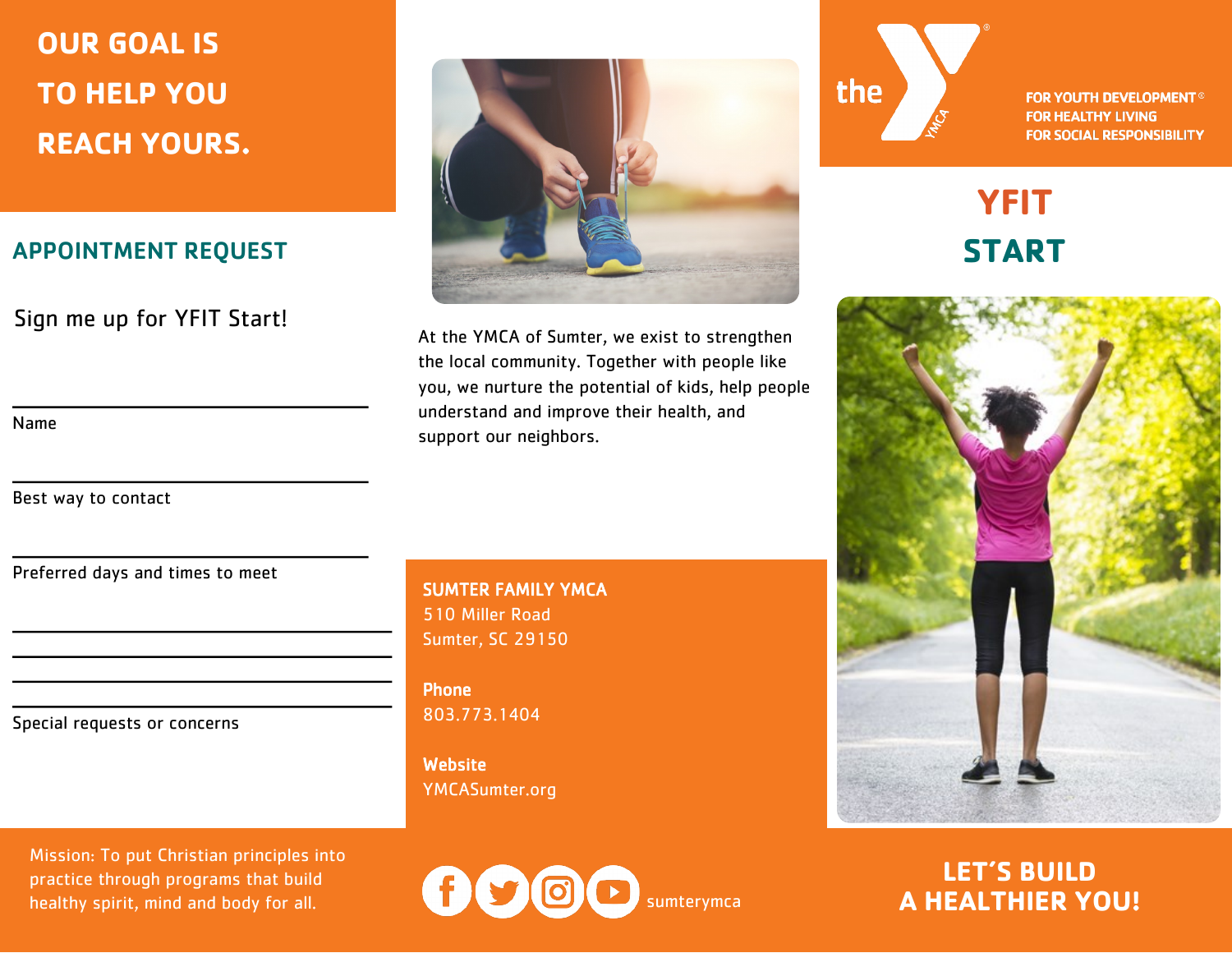# OUR GOAL IS TO HELP YOU REACH YOURS.

## APPOINTMENT REQUEST

Sign me up for YFIT Start!

Name

Best way to contact

Preferred days and times to meet

Special requests or concerns

Mission: To put Christian principles into practice through programs that build healthy spirit, mind and body for all.

At the YMCA of Sumter, we exist to strengthen the local community. Together with people like you, we nurture the potential of kids, help people understand and improve their health, and support our neighbors.

**SUMTER FAMILY YMCA**
510 Miller Road
Sumter, SC 29150

**Phone**
803.773.1404

**Website**
YMCASumter.org

sumterymca

the YMCA

FOR YOUTH DEVELOPMENT®
FOR HEALTHY LIVING
FOR SOCIAL RESPONSIBILITY

# YFIT START

## LET'S BUILD A HEALTHIER YOU!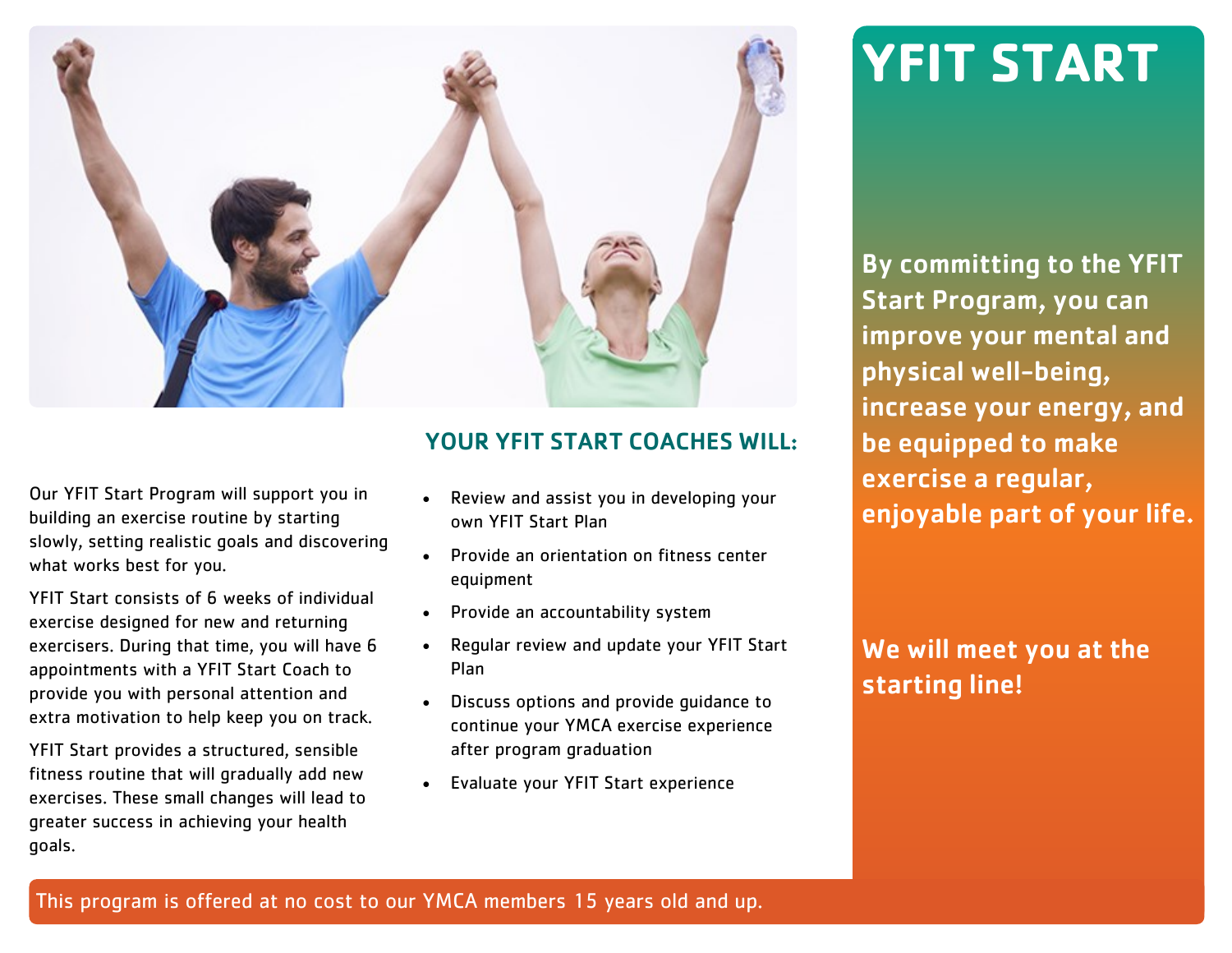# YFIT START

Our YFIT Start Program will support you in building an exercise routine by starting slowly, setting realistic goals and discovering what works best for you.

YFIT Start consists of 6 weeks of individual exercise designed for new and returning exercisers. During that time, you will have 6 appointments with a YFIT Start Coach to provide you with personal attention and extra motivation to help keep you on track.

YFIT Start provides a structured, sensible fitness routine that will gradually add new exercises. These small changes will lead to greater success in achieving your health goals.

## YOUR YFIT START COACHES WILL:

- Review and assist you in developing your own YFIT Start Plan
- Provide an orientation on fitness center equipment
- Provide an accountability system
- Regular review and update your YFIT Start Plan
- Discuss options and provide guidance to continue your YMCA exercise experience after program graduation
- Evaluate your YFIT Start experience

**By committing to the YFIT Start Program, you can improve your mental and physical well-being, increase your energy, and be equipped to make exercise a regular, enjoyable part of your life.**

**We will meet you at the starting line!**

This program is offered at no cost to our YMCA members 15 years old and up.